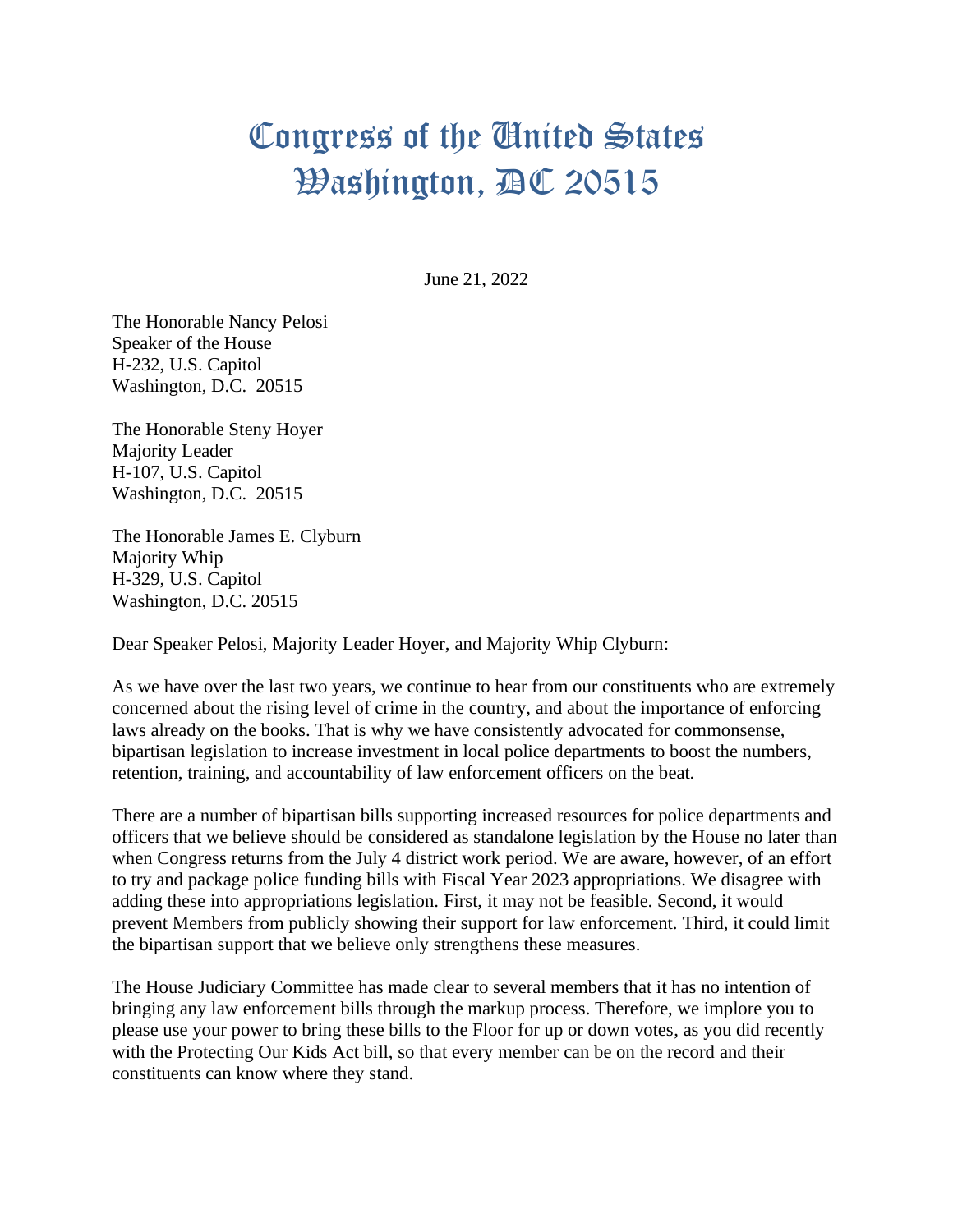# Congress of the United States
# Washington, DC 20515

June 21, 2022

The Honorable Nancy Pelosi
Speaker of the House
H-232, U.S. Capitol
Washington, D.C. 20515

The Honorable Steny Hoyer
Majority Leader
H-107, U.S. Capitol
Washington, D.C. 20515

The Honorable James E. Clyburn
Majority Whip
H-329, U.S. Capitol
Washington, D.C. 20515

Dear Speaker Pelosi, Majority Leader Hoyer, and Majority Whip Clyburn:

As we have over the last two years, we continue to hear from our constituents who are extremely concerned about the rising level of crime in the country, and about the importance of enforcing laws already on the books. That is why we have consistently advocated for commonsense, bipartisan legislation to increase investment in local police departments to boost the numbers, retention, training, and accountability of law enforcement officers on the beat.

There are a number of bipartisan bills supporting increased resources for police departments and officers that we believe should be considered as standalone legislation by the House no later than when Congress returns from the July 4 district work period. We are aware, however, of an effort to try and package police funding bills with Fiscal Year 2023 appropriations. We disagree with adding these into appropriations legislation. First, it may not be feasible. Second, it would prevent Members from publicly showing their support for law enforcement. Third, it could limit the bipartisan support that we believe only strengthens these measures.

The House Judiciary Committee has made clear to several members that it has no intention of bringing any law enforcement bills through the markup process. Therefore, we implore you to please use your power to bring these bills to the Floor for up or down votes, as you did recently with the Protecting Our Kids Act bill, so that every member can be on the record and their constituents can know where they stand.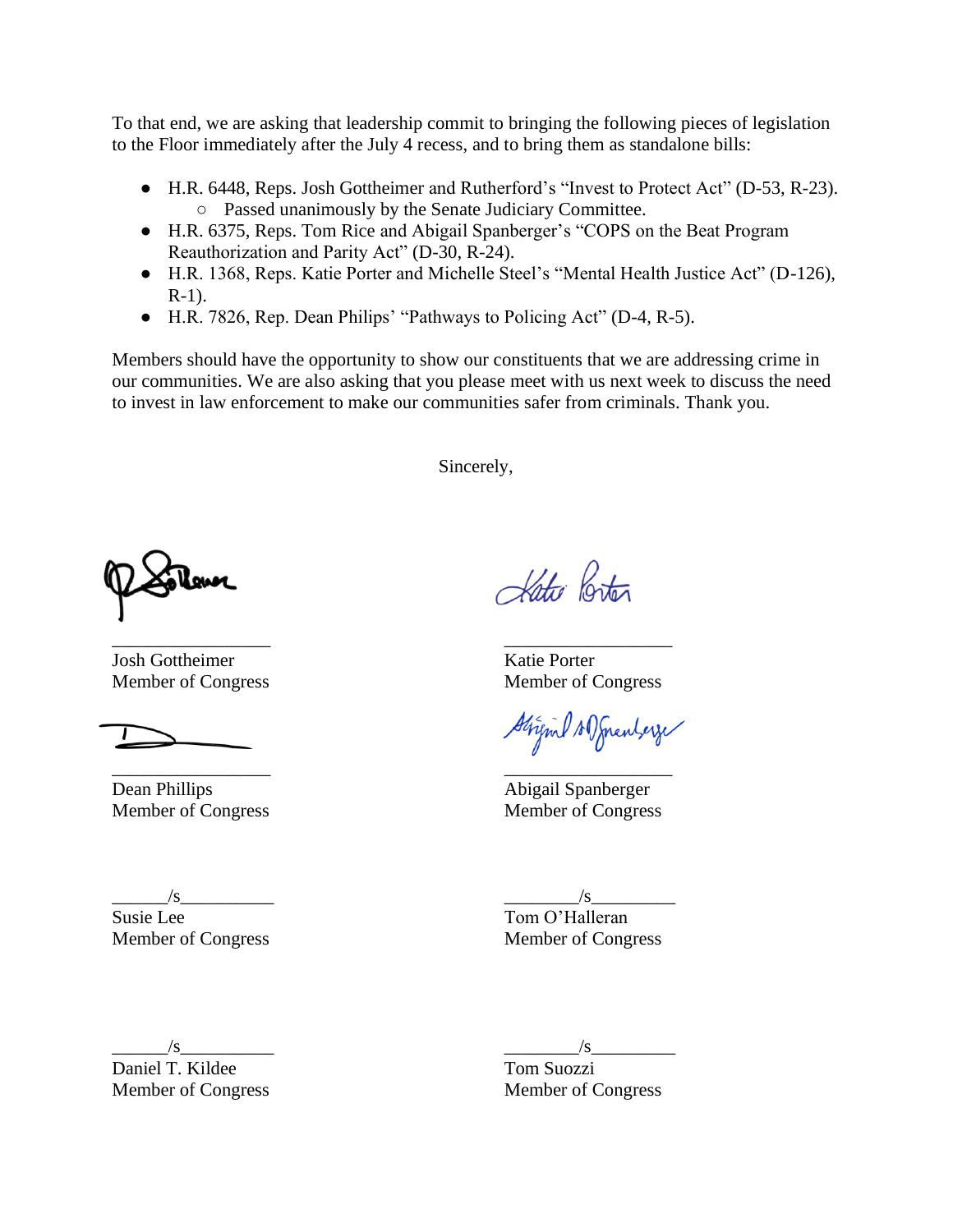To that end, we are asking that leadership commit to bringing the following pieces of legislation to the Floor immediately after the July 4 recess, and to bring them as standalone bills:

- H.R. 6448, Reps. Josh Gottheimer and Rutherford's "Invest to Protect Act" (D-53, R-23).
  - Passed unanimously by the Senate Judiciary Committee.
- H.R. 6375, Reps. Tom Rice and Abigail Spanberger's "COPS on the Beat Program Reauthorization and Parity Act" (D-30, R-24).
- H.R. 1368, Reps. Katie Porter and Michelle Steel's "Mental Health Justice Act" (D-126), R-1).
- H.R. 7826, Rep. Dean Philips' "Pathways to Policing Act" (D-4, R-5).

Members should have the opportunity to show our constituents that we are addressing crime in our communities. We are also asking that you please meet with us next week to discuss the need to invest in law enforcement to make our communities safer from criminals. Thank you.

Sincerely,

\_\_\_\_\_\_\_\_\_\_\_\_\_\_\_\_\_\_
Josh Gottheimer
Member of Congress

\_\_\_\_\_\_\_\_\_\_\_\_\_\_\_\_\_\_
Katie Porter
Member of Congress

\_\_\_\_\_\_\_\_\_\_\_\_\_\_\_\_\_\_
Dean Phillips
Member of Congress

\_\_\_\_\_\_\_\_\_\_\_\_\_\_\_\_\_\_
Abigail Spanberger
Member of Congress

\_\_\_\_\_\_/s\_\_\_\_\_\_\_\_\_\_
Susie Lee
Member of Congress

\_\_\_\_\_\_\_\_/s\_\_\_\_\_\_\_\_\_
Tom O'Halleran
Member of Congress

\_\_\_\_\_\_/s\_\_\_\_\_\_\_\_\_\_
Daniel T. Kildee
Member of Congress

\_\_\_\_\_\_\_\_/s\_\_\_\_\_\_\_\_\_
Tom Suozzi
Member of Congress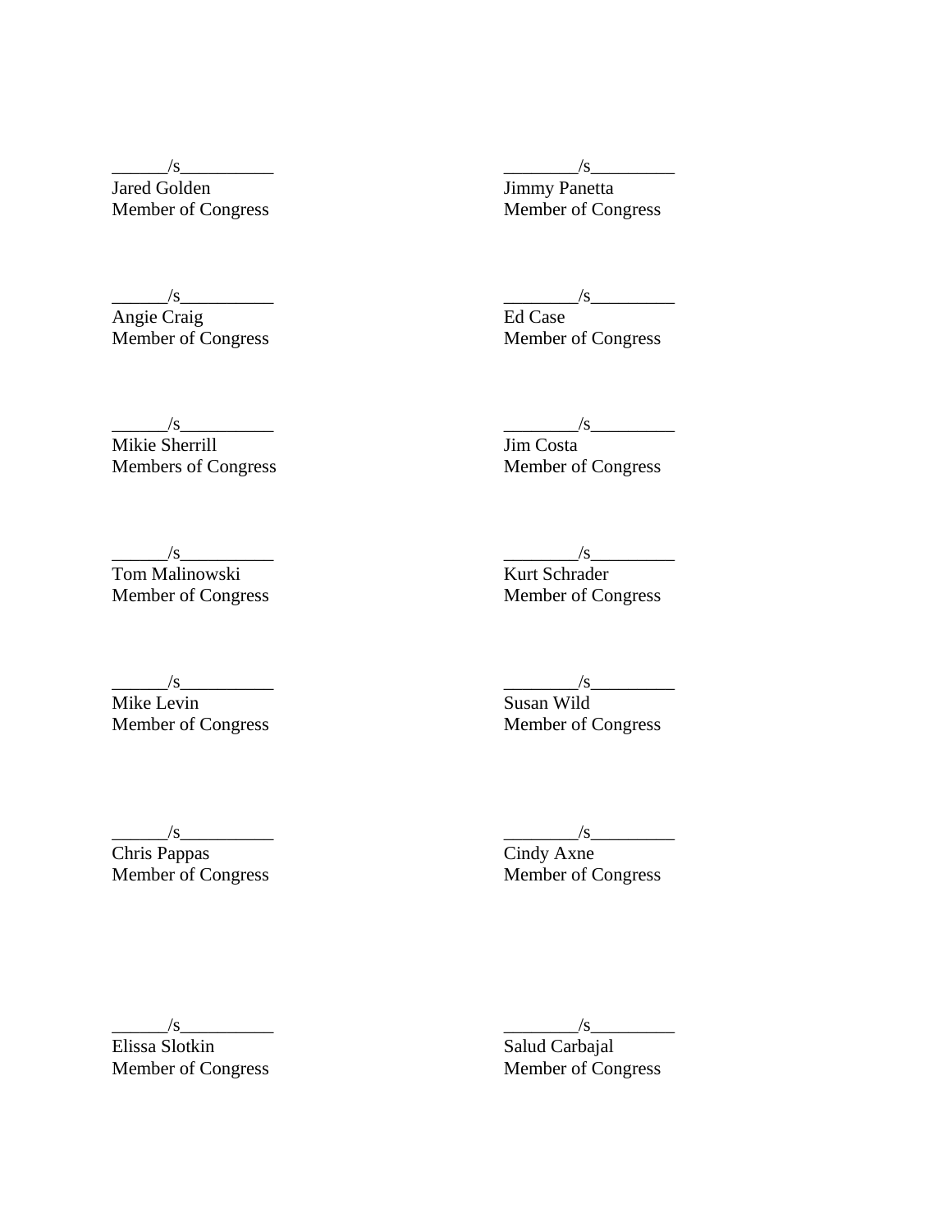______/s__________
Jared Golden
Member of Congress

________/s_________
Jimmy Panetta
Member of Congress

______/s__________
Angie Craig
Member of Congress

________/s_________
Ed Case
Member of Congress

______/s__________
Mikie Sherrill
Members of Congress

________/s_________
Jim Costa
Member of Congress

______/s__________
Tom Malinowski
Member of Congress

________/s_________
Kurt Schrader
Member of Congress

______/s__________
Mike Levin
Member of Congress

________/s_________
Susan Wild
Member of Congress

______/s__________
Chris Pappas
Member of Congress

________/s_________
Cindy Axne
Member of Congress

______/s__________
Elissa Slotkin
Member of Congress

________/s_________
Salud Carbajal
Member of Congress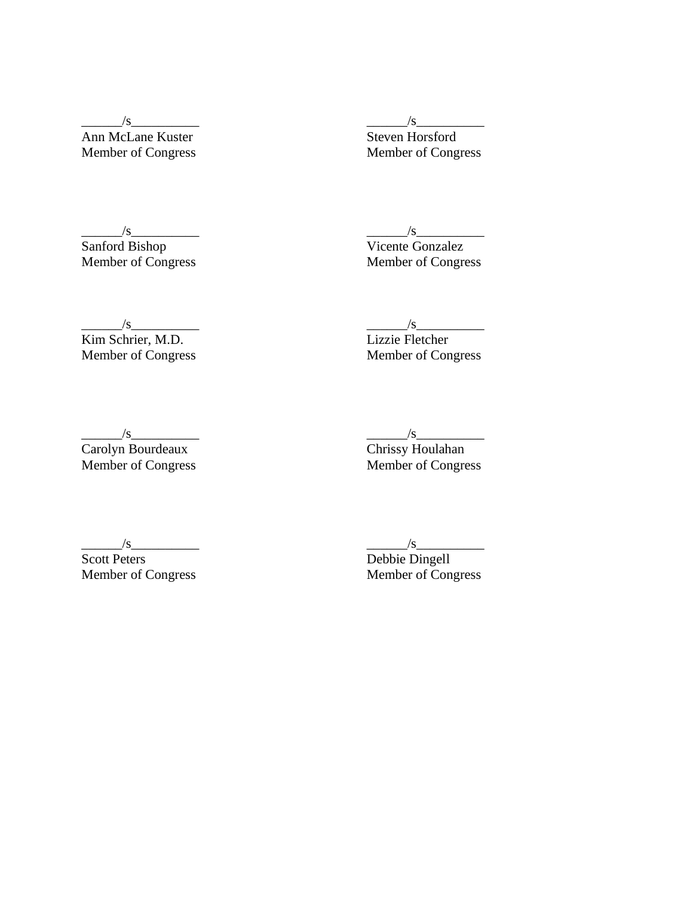______/s__________
Ann McLane Kuster
Member of Congress

______/s__________
Steven Horsford
Member of Congress

______/s__________
Sanford Bishop
Member of Congress

______/s__________
Vicente Gonzalez
Member of Congress

______/s__________
Kim Schrier, M.D.
Member of Congress

______/s__________
Lizzie Fletcher
Member of Congress

______/s__________
Carolyn Bourdeaux
Member of Congress

______/s__________
Chrissy Houlahan
Member of Congress

______/s__________
Scott Peters
Member of Congress

______/s__________
Debbie Dingell
Member of Congress